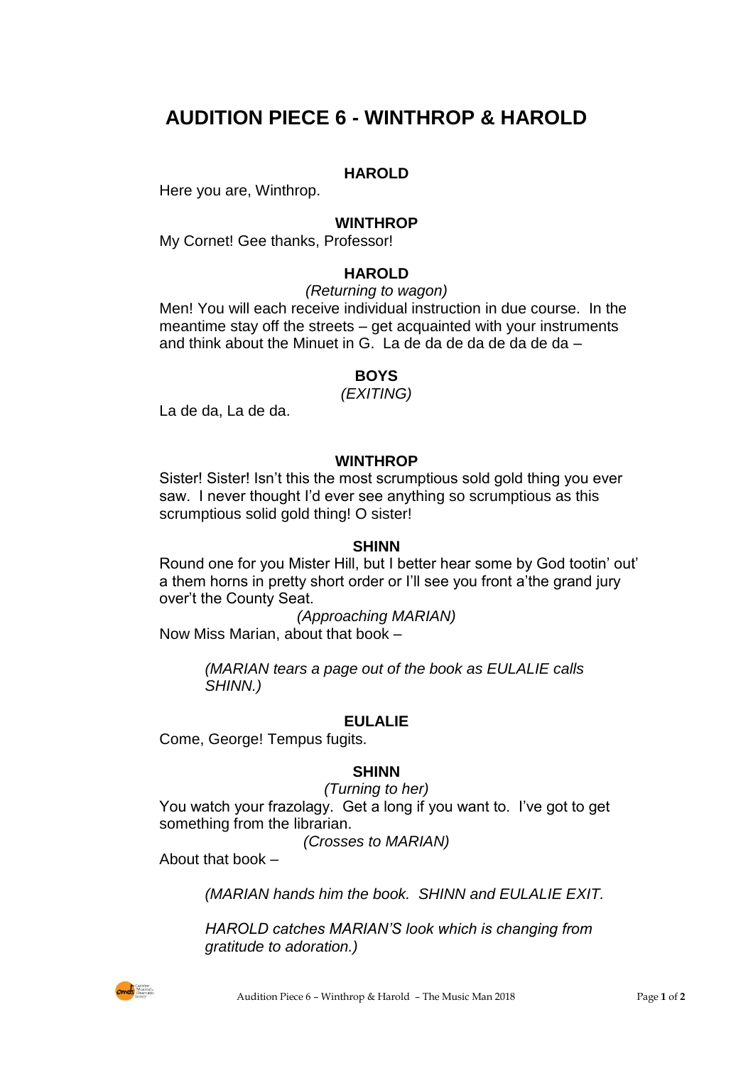# AUDITION PIECE 6 - WINTHROP & HAROLD

**HAROLD**

Here you are, Winthrop.

**WINTHROP**

My Cornet! Gee thanks, Professor!

**HAROLD**

*(Returning to wagon)*

Men! You will each receive individual instruction in due course. In the meantime stay off the streets – get acquainted with your instruments and think about the Minuet in G. La de da de da de da de da –

**BOYS**

*(EXITING)*

La de da, La de da.

**WINTHROP**

Sister! Sister! Isn't this the most scrumptious sold gold thing you ever saw. I never thought I'd ever see anything so scrumptious as this scrumptious solid gold thing! O sister!

**SHINN**

Round one for you Mister Hill, but I better hear some by God tootin' out' a them horns in pretty short order or I'll see you front a'the grand jury over't the County Seat.

*(Approaching MARIAN)*

Now Miss Marian, about that book –

*(MARIAN tears a page out of the book as EULALIE calls SHINN.)*

**EULALIE**

Come, George! Tempus fugits.

**SHINN**

*(Turning to her)*

You watch your frazolagy. Get a long if you want to. I've got to get something from the librarian.

*(Crosses to MARIAN)*

About that book –

*(MARIAN hands him the book. SHINN and EULALIE EXIT.*

*HAROLD catches MARIAN'S look which is changing from gratitude to adoration.)*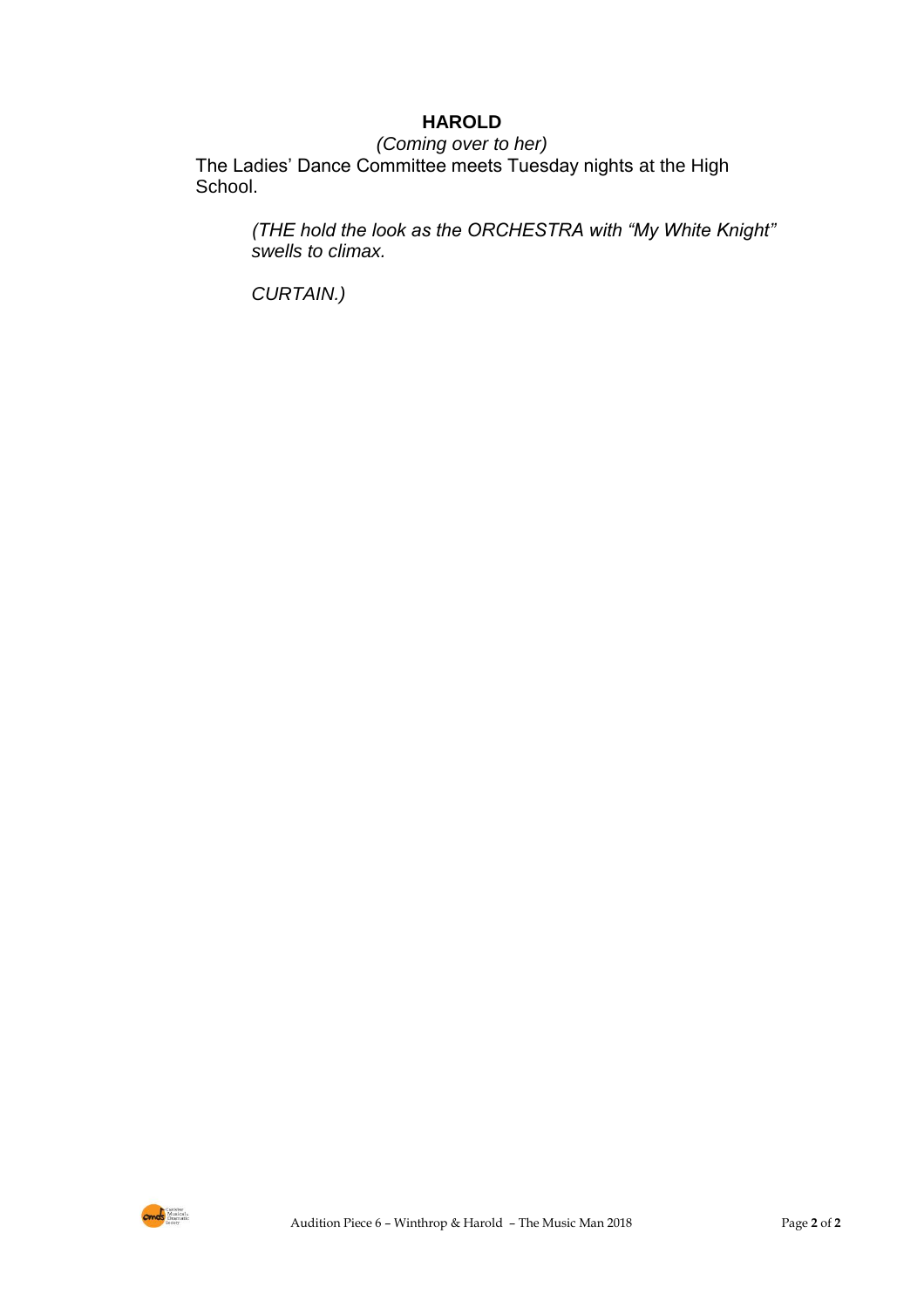**HAROLD**

*(Coming over to her)*

The Ladies' Dance Committee meets Tuesday nights at the High School.

*(THE hold the look as the ORCHESTRA with "My White Knight" swells to climax.*

*CURTAIN.)*